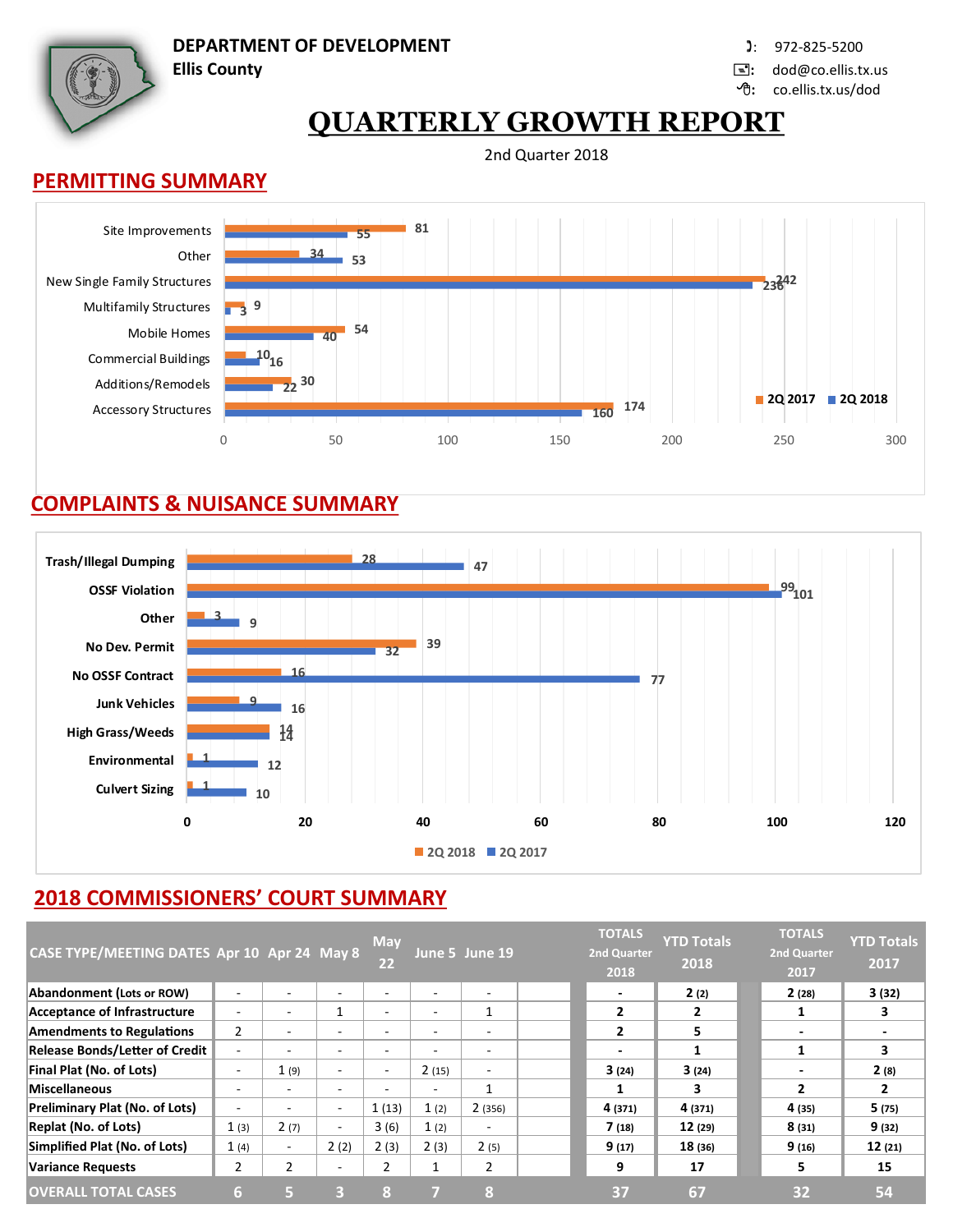**DEPARTMENT OF DEVELOPMENT**
**Ellis County**

972-825-5200
dod@co.ellis.tx.us
co.ellis.tx.us/dod

# QUARTERLY GROWTH REPORT

2nd Quarter 2018

## PERMITTING SUMMARY

| Category | 2Q 2017 | 2Q 2018 |
|---|---|---|
| Site Improvements | 81 | 55 |
| Other | 34 | 53 |
| New Single Family Structures | 242 | 236 |
| Multifamily Structures | 9 | 3 |
| Mobile Homes | 54 | 40 |
| Commercial Buildings | 10 | 16 |
| Additions/Remodels | 30 | 22 |
| Accessory Structures | 174 | 160 |

## COMPLAINTS & NUISANCE SUMMARY

| Category | 2Q 2018 | 2Q 2017 |
|---|---|---|
| Trash/Illegal Dumping | 28 | 47 |
| OSSF Violation | 99 | 101 |
| Other | 3 | 9 |
| No Dev. Permit | 39 | 32 |
| No OSSF Contract | 16 | 77 |
| Junk Vehicles | 9 | 16 |
| High Grass/Weeds | 14 | 14 |
| Environmental | 1 | 12 |
| Culvert Sizing | 1 | 10 |

## 2018 COMMISSIONERS' COURT SUMMARY

| CASE TYPE/MEETING DATES | Apr 10 | Apr 24 | May 8 | May 22 | June 5 | June 19 | TOTALS 2nd Quarter 2018 | YTD Totals 2018 | TOTALS 2nd Quarter 2017 | YTD Totals 2017 |
|---|---|---|---|---|---|---|---|---|---|---|
| Abandonment (Lots or ROW) | - | - | - | - | - | - | - | 2 (2) | 2 (28) | 3 (32) |
| Acceptance of Infrastructure | - | - | 1 | - | - | 1 | 2 | 2 | 1 | 3 |
| Amendments to Regulations | 2 | - | - | - | - | - | 2 | 5 | - | - |
| Release Bonds/Letter of Credit | - | - | - | - | - | - | - | 1 | 1 | 3 |
| Final Plat (No. of Lots) | - | 1 (9) | - | - | 2 (15) | - | 3 (24) | 3 (24) | - | 2 (8) |
| Miscellaneous | - | - | - | - | - | 1 | 1 | 3 | 2 | 2 |
| Preliminary Plat (No. of Lots) | - | - | - | 1 (13) | 1 (2) | 2 (356) | 4 (371) | 4 (371) | 4 (35) | 5 (75) |
| Replat (No. of Lots) | 1 (3) | 2 (7) | - | 3 (6) | 1 (2) | - | 7 (18) | 12 (29) | 8 (31) | 9 (32) |
| Simplified Plat (No. of Lots) | 1 (4) | - | 2 (2) | 2 (3) | 2 (3) | 2 (5) | 9 (17) | 18 (36) | 9 (16) | 12 (21) |
| Variance Requests | 2 | 2 | - | 2 | 1 | 2 | 9 | 17 | 5 | 15 |
| OVERALL TOTAL CASES | 6 | 5 | 3 | 8 | 7 | 8 | 37 | 67 | 32 | 54 |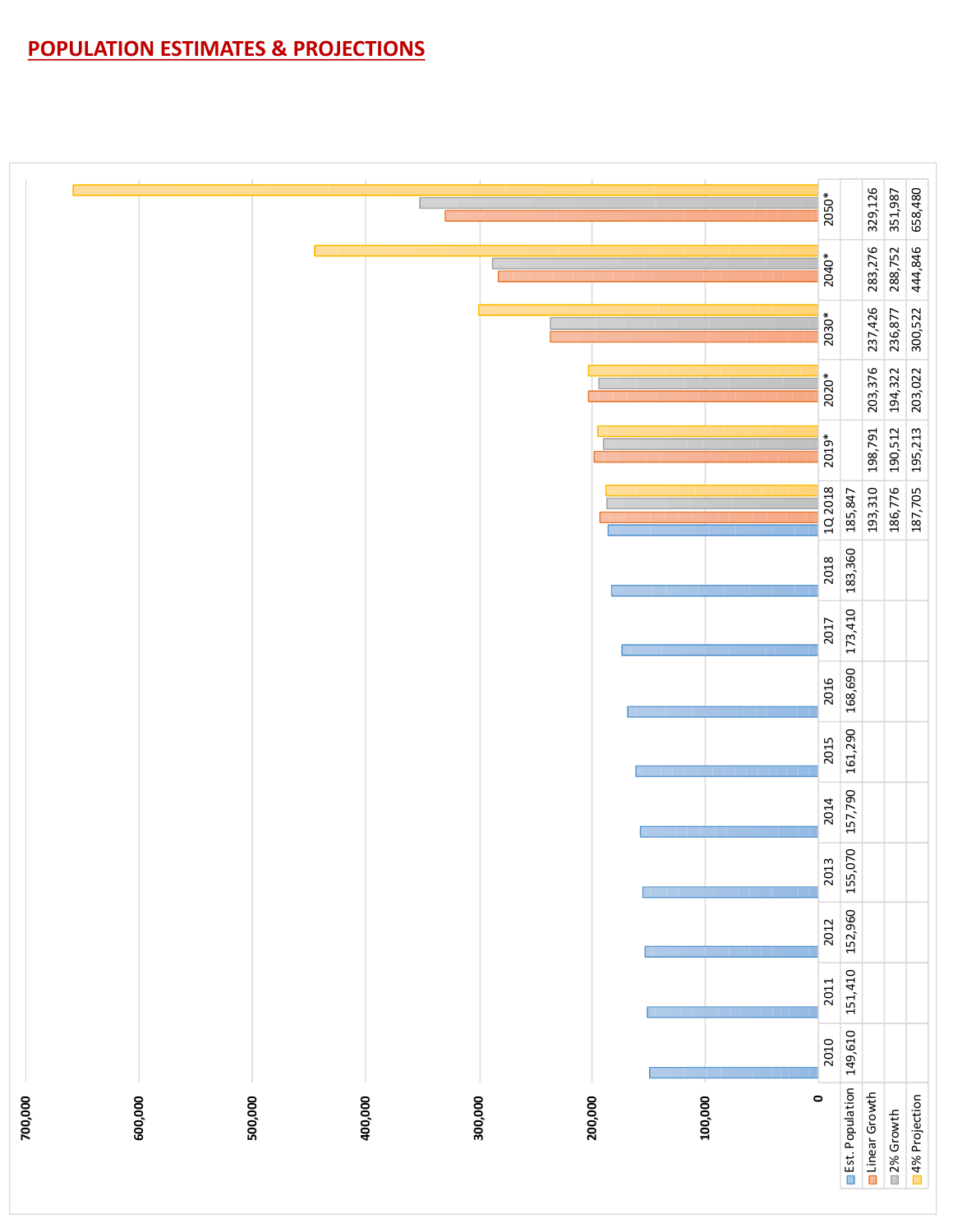# POPULATION ESTIMATES & PROJECTIONS

| | 2010 | 2011 | 2012 | 2013 | 2014 | 2015 | 2016 | 2017 | 2018 | 1Q 2018 | 2019* | 2020* | 2030* | 2040* | 2050* |
|---|---|---|---|---|---|---|---|---|---|---|---|---|---|---|---|
| Est. Population | 149,610 | 151,410 | 152,960 | 155,070 | 157,790 | 161,290 | 168,690 | 173,410 | 183,360 | 185,847 | | | | | |
| Linear Growth | | | | | | | | | | 193,310 | 198,791 | 203,376 | 237,426 | 283,276 | 329,126 |
| 2% Growth | | | | | | | | | | 186,776 | 190,512 | 194,322 | 236,877 | 288,752 | 351,987 |
| 4% Projection | | | | | | | | | | 187,705 | 195,213 | 203,022 | 300,522 | 444,846 | 658,480 |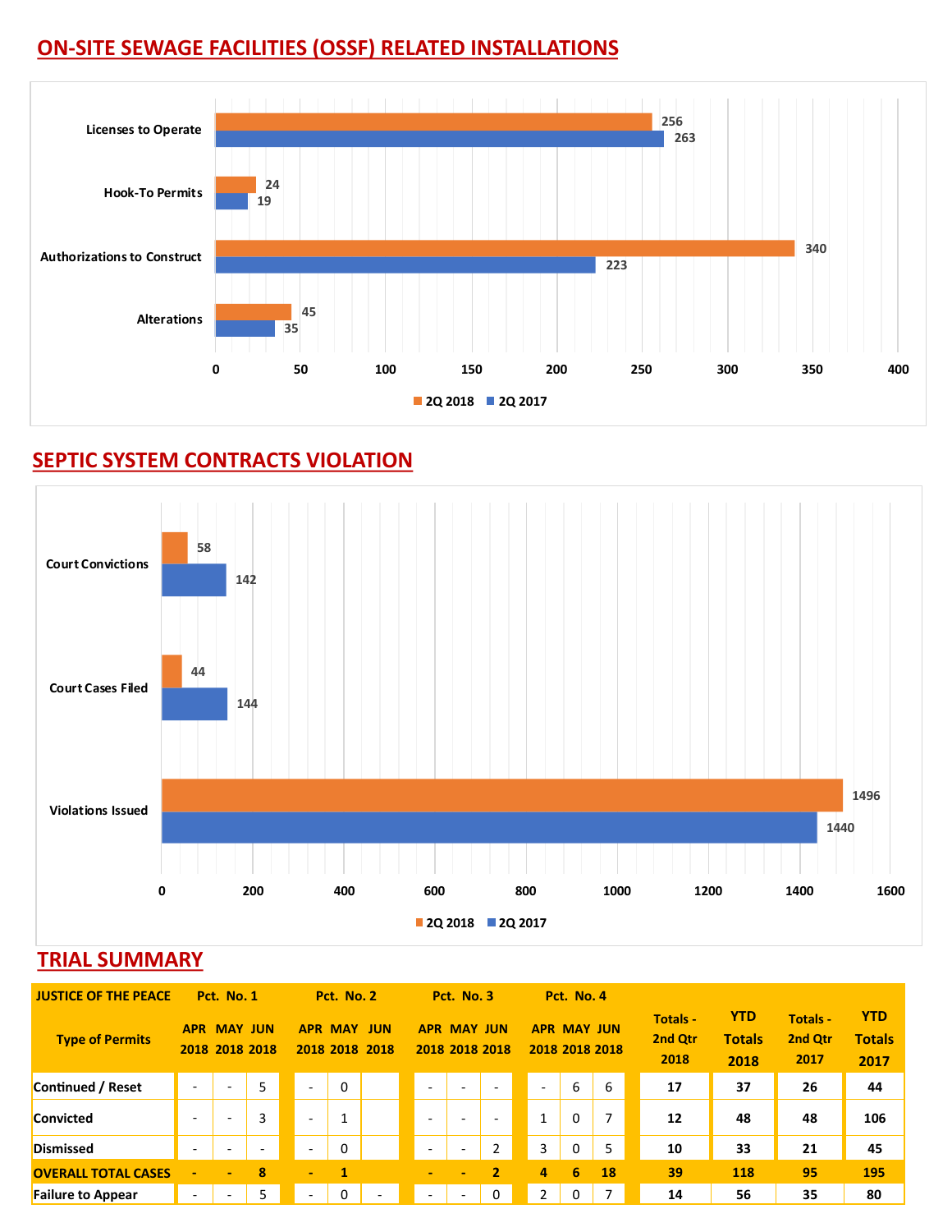## ON-SITE SEWAGE FACILITIES (OSSF) RELATED INSTALLATIONS

Licenses to Operate
256
263

Hook-To Permits
24
19

Authorizations to Construct
340
223

Alterations
45
35

0 50 100 150 200 250 300 350 400

2Q 2018 2Q 2017

## SEPTIC SYSTEM CONTRACTS VIOLATION

Court Convictions
58
142

Court Cases Filed
44
144

Violations Issued
1496
1440

0 200 400 600 800 1000 1200 1400 1600

2Q 2018 2Q 2017

## TRIAL SUMMARY

| JUSTICE OF THE PEACE | Pct. No. 1 | | | Pct. No. 2 | | | Pct. No. 3 | | | Pct. No. 4 | | | | | | |
|---|---|---|---|---|---|---|---|---|---|---|---|---|---|---|---|---|
| **Type of Permits** | **APR 2018** | **MAY 2018** | **JUN 2018** | **APR 2018** | **MAY 2018** | **JUN 2018** | **APR 2018** | **MAY 2018** | **JUN 2018** | **APR 2018** | **MAY 2018** | **JUN 2018** | **Totals - 2nd Qtr 2018** | **YTD Totals 2018** | **Totals - 2nd Qtr 2017** | **YTD Totals 2017** |
| Continued / Reset | - | - | 5 | - | 0 | | - | - | - | - | 6 | 6 | 17 | 37 | 26 | 44 |
| Convicted | - | - | 3 | - | 1 | | - | - | - | 1 | 0 | 7 | 12 | 48 | 48 | 106 |
| Dismissed | - | - | - | - | 0 | | - | - | 2 | 3 | 0 | 5 | 10 | 33 | 21 | 45 |
| **OVERALL TOTAL CASES** | **-** | **-** | **8** | **-** | **1** | | **-** | **-** | **2** | **4** | **6** | **18** | **39** | **118** | **95** | **195** |
| Failure to Appear | - | - | 5 | - | 0 | - | - | - | 0 | 2 | 0 | 7 | 14 | 56 | 35 | 80 |